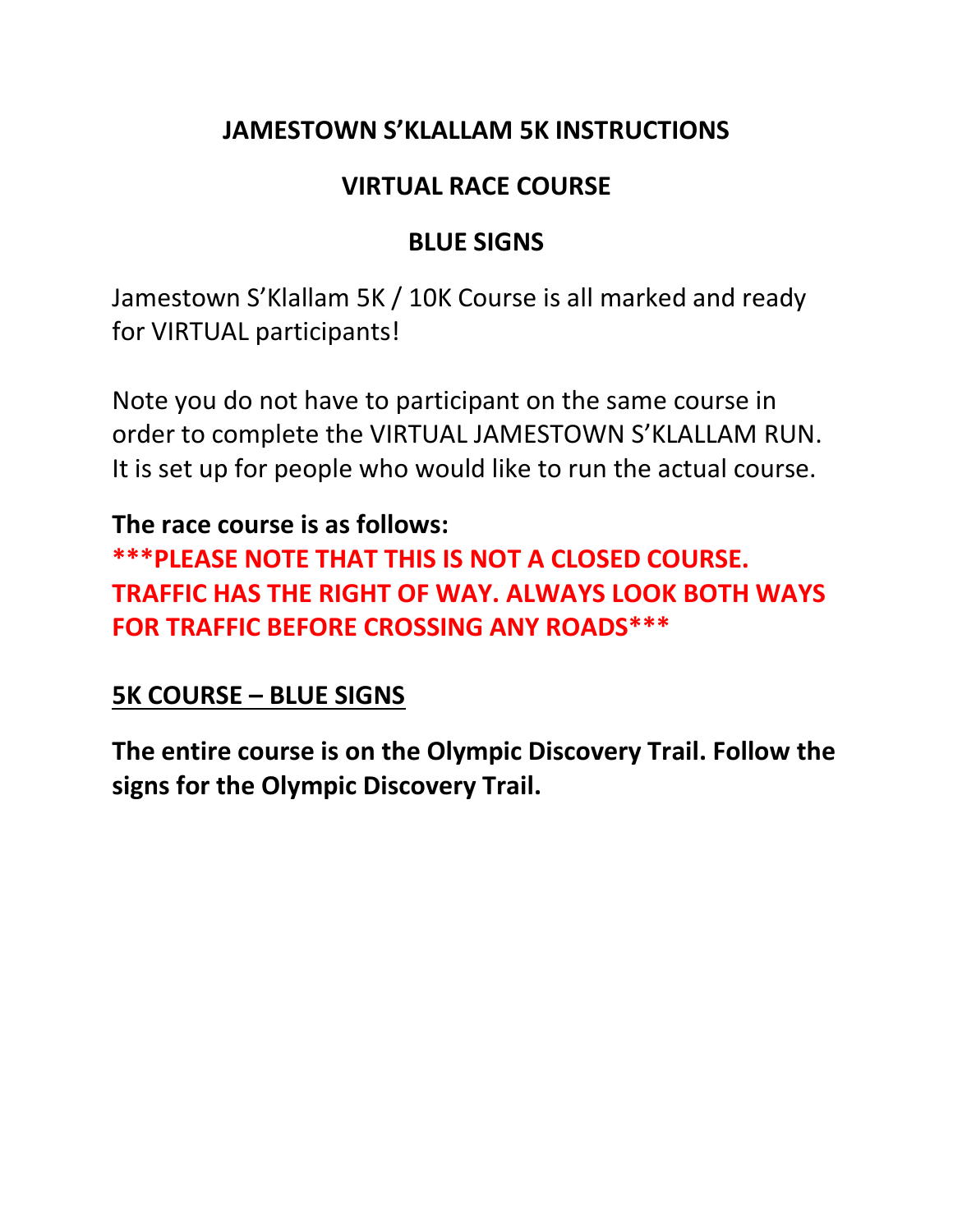# JAMESTOWN S'KLALLAM 5K INSTRUCTIONS

## VIRTUAL RACE COURSE

## BLUE SIGNS

Jamestown S'Klallam 5K / 10K Course is all marked and ready for VIRTUAL participants!

Note you do not have to participant on the same course in order to complete the VIRTUAL JAMESTOWN S'KLALLAM RUN. It is set up for people who would like to run the actual course.

**The race course is as follows:**

**\*\*\*PLEASE NOTE THAT THIS IS NOT A CLOSED COURSE. TRAFFIC HAS THE RIGHT OF WAY. ALWAYS LOOK BOTH WAYS FOR TRAFFIC BEFORE CROSSING ANY ROADS\*\*\***

**<u>5K COURSE – BLUE SIGNS</u>**

**The entire course is on the Olympic Discovery Trail. Follow the signs for the Olympic Discovery Trail.**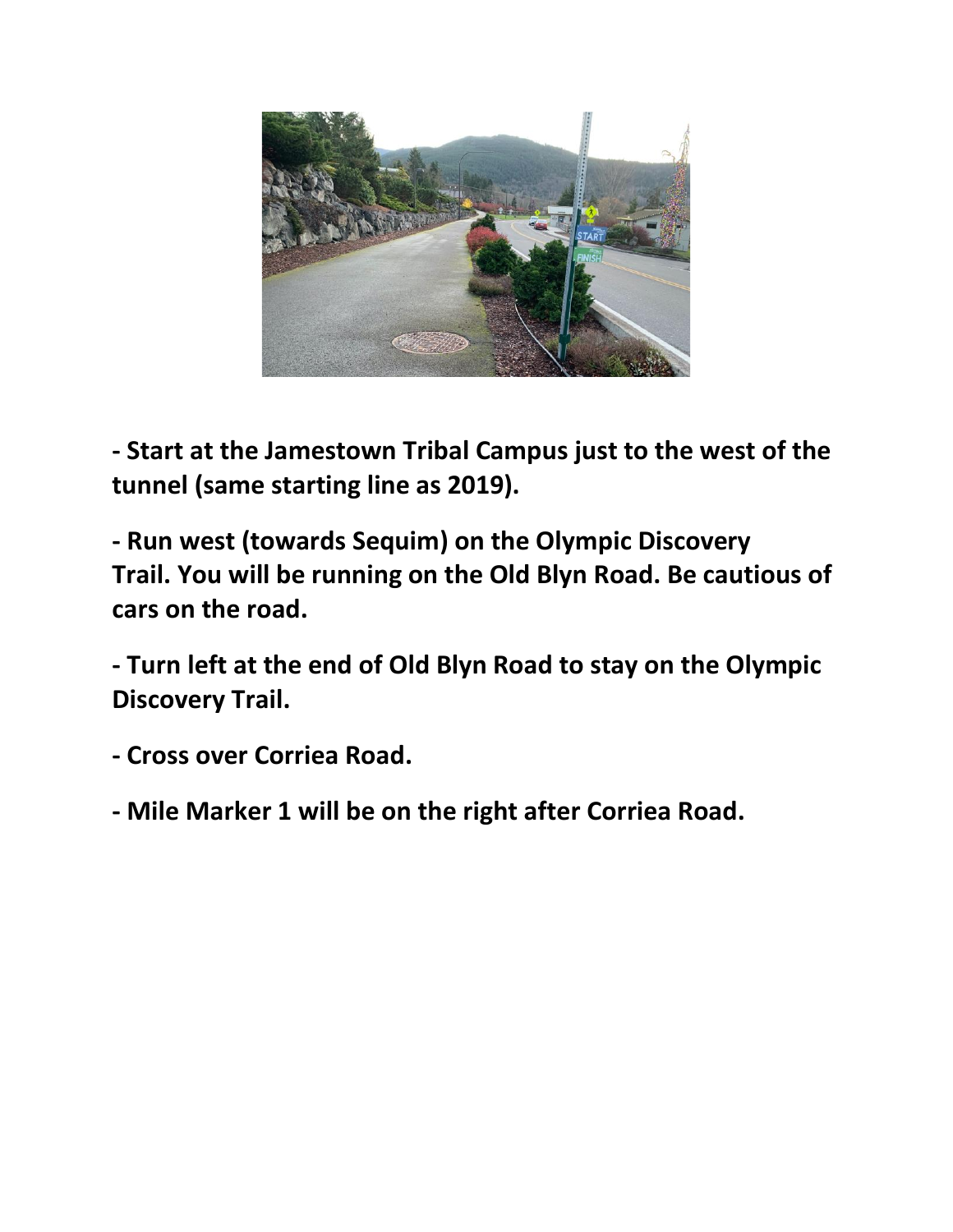**- Start at the Jamestown Tribal Campus just to the west of the tunnel (same starting line as 2019).**

**- Run west (towards Sequim) on the Olympic Discovery Trail. You will be running on the Old Blyn Road. Be cautious of cars on the road.**

**- Turn left at the end of Old Blyn Road to stay on the Olympic Discovery Trail.**

**- Cross over Corriea Road.**

**- Mile Marker 1 will be on the right after Corriea Road.**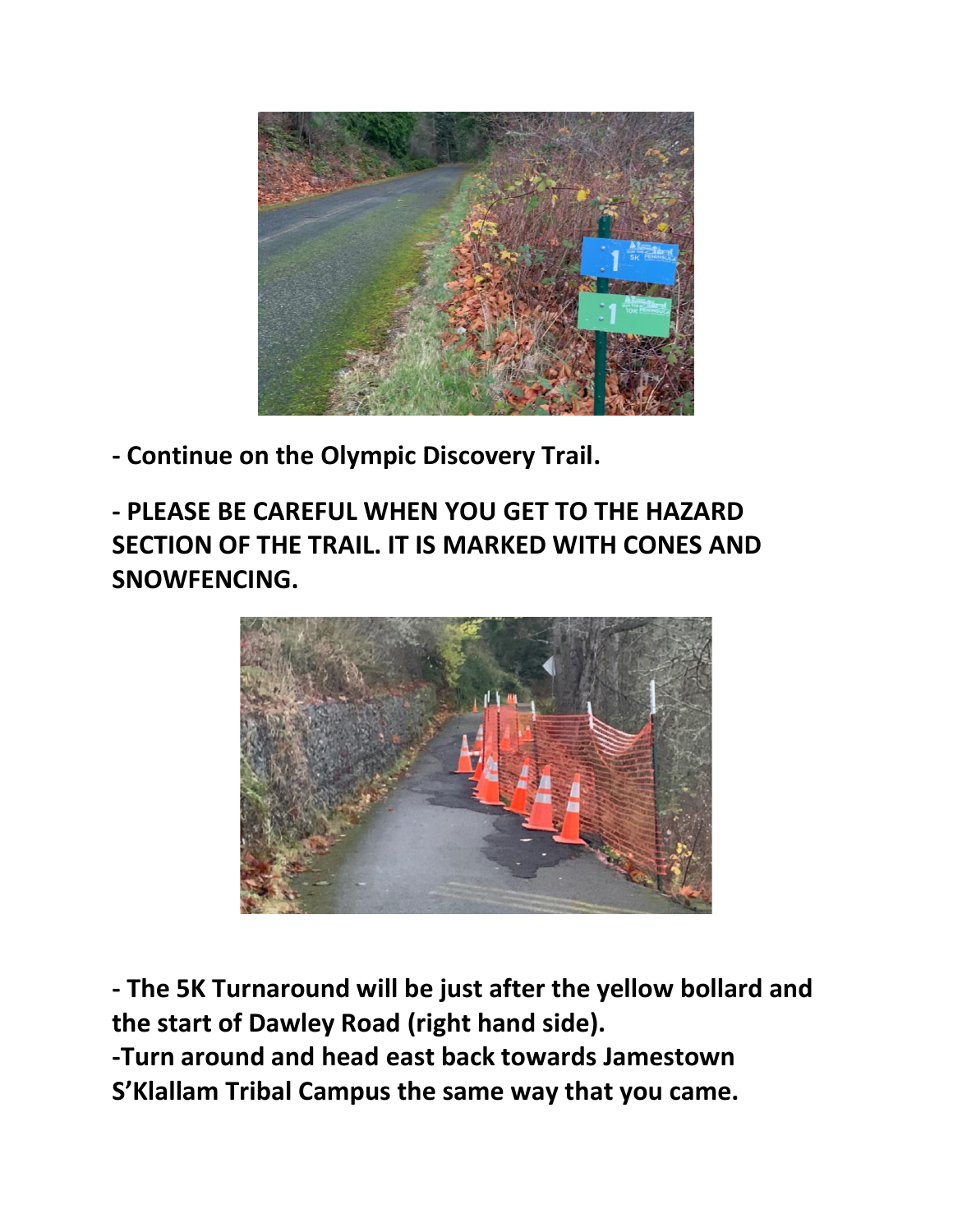**- Continue on the Olympic Discovery Trail.**

**- PLEASE BE CAREFUL WHEN YOU GET TO THE HAZARD SECTION OF THE TRAIL. IT IS MARKED WITH CONES AND SNOWFENCING.**

**- The 5K Turnaround will be just after the yellow bollard and the start of Dawley Road (right hand side).**
**-Turn around and head east back towards Jamestown S'Klallam Tribal Campus the same way that you came.**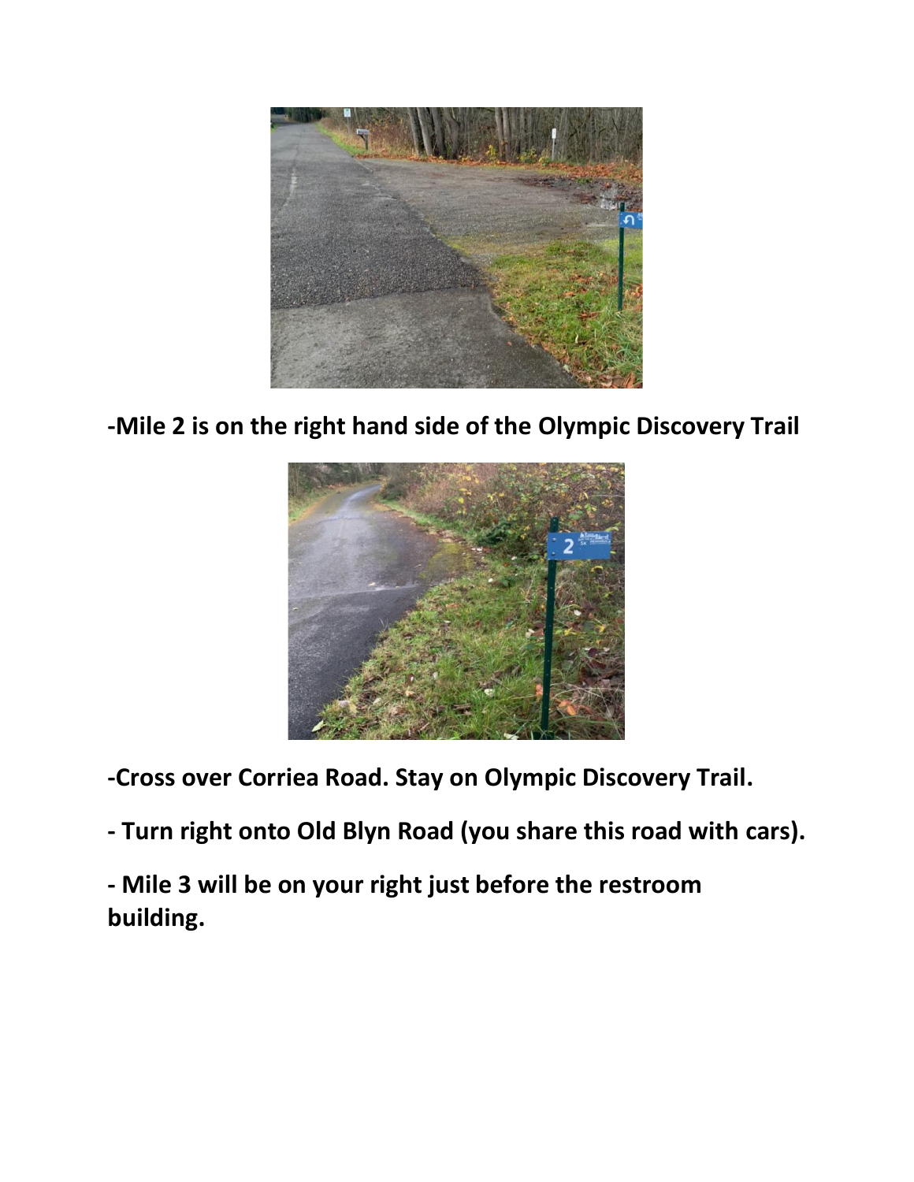**-Mile 2 is on the right hand side of the Olympic Discovery Trail**

**-Cross over Corriea Road. Stay on Olympic Discovery Trail.**

**- Turn right onto Old Blyn Road (you share this road with cars).**

**- Mile 3 will be on your right just before the restroom building.**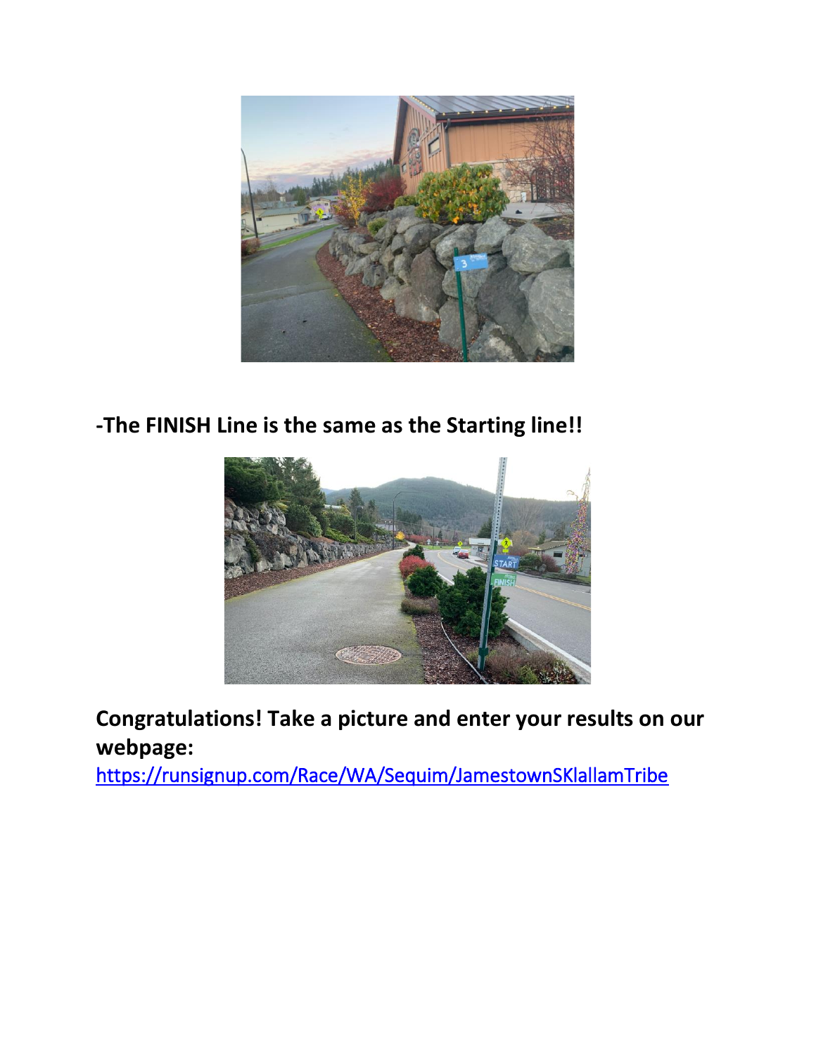**-The FINISH Line is the same as the Starting line!!**

**Congratulations! Take a picture and enter your results on our webpage:**
https://runsignup.com/Race/WA/Sequim/JamestownSKlallamTribe